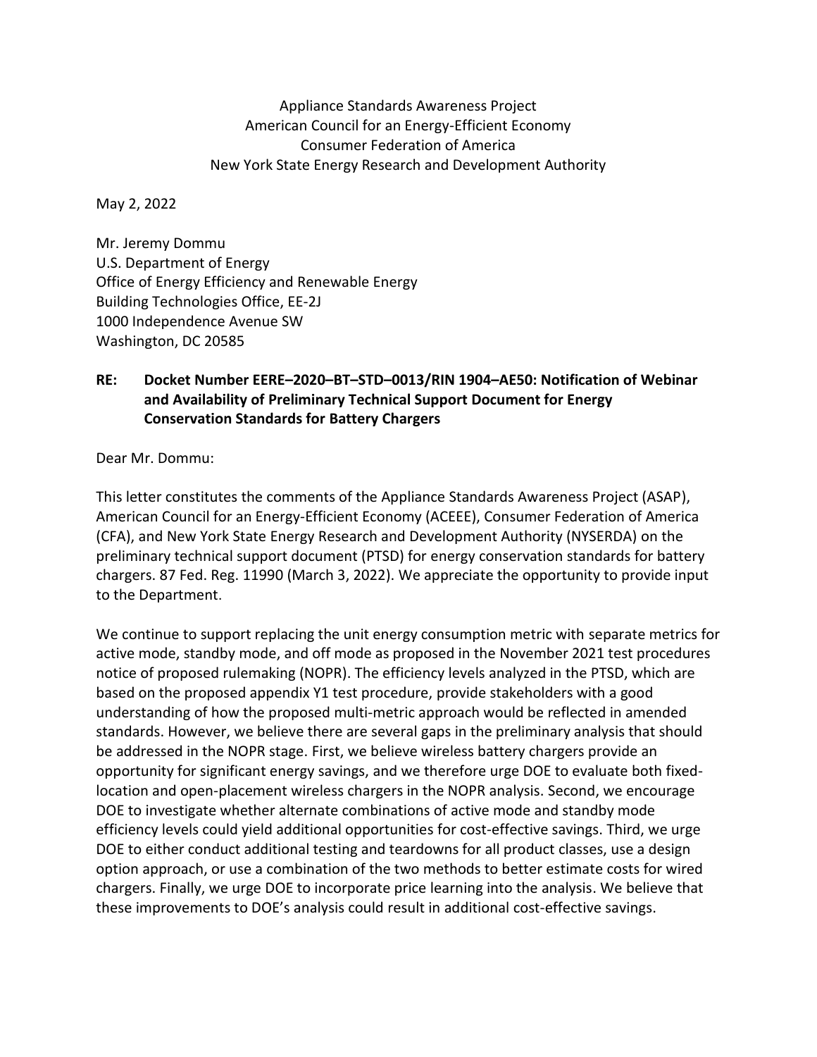Appliance Standards Awareness Project
American Council for an Energy-Efficient Economy
Consumer Federation of America
New York State Energy Research and Development Authority

May 2, 2022

Mr. Jeremy Dommu
U.S. Department of Energy
Office of Energy Efficiency and Renewable Energy
Building Technologies Office, EE-2J
1000 Independence Avenue SW
Washington, DC 20585

**RE: Docket Number EERE–2020–BT–STD–0013/RIN 1904–AE50: Notification of Webinar and Availability of Preliminary Technical Support Document for Energy Conservation Standards for Battery Chargers**

Dear Mr. Dommu:

This letter constitutes the comments of the Appliance Standards Awareness Project (ASAP), American Council for an Energy-Efficient Economy (ACEEE), Consumer Federation of America (CFA), and New York State Energy Research and Development Authority (NYSERDA) on the preliminary technical support document (PTSD) for energy conservation standards for battery chargers. 87 Fed. Reg. 11990 (March 3, 2022). We appreciate the opportunity to provide input to the Department.

We continue to support replacing the unit energy consumption metric with separate metrics for active mode, standby mode, and off mode as proposed in the November 2021 test procedures notice of proposed rulemaking (NOPR). The efficiency levels analyzed in the PTSD, which are based on the proposed appendix Y1 test procedure, provide stakeholders with a good understanding of how the proposed multi-metric approach would be reflected in amended standards. However, we believe there are several gaps in the preliminary analysis that should be addressed in the NOPR stage. First, we believe wireless battery chargers provide an opportunity for significant energy savings, and we therefore urge DOE to evaluate both fixed-location and open-placement wireless chargers in the NOPR analysis. Second, we encourage DOE to investigate whether alternate combinations of active mode and standby mode efficiency levels could yield additional opportunities for cost-effective savings. Third, we urge DOE to either conduct additional testing and teardowns for all product classes, use a design option approach, or use a combination of the two methods to better estimate costs for wired chargers. Finally, we urge DOE to incorporate price learning into the analysis. We believe that these improvements to DOE's analysis could result in additional cost-effective savings.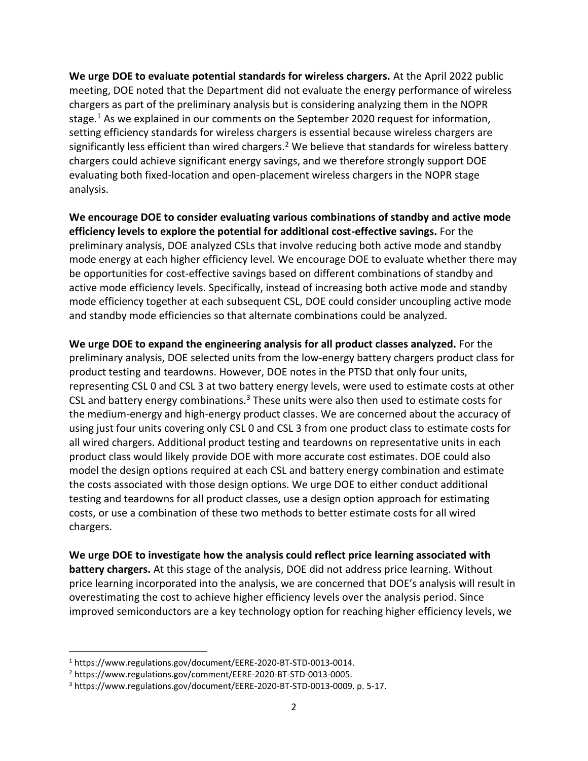**We urge DOE to evaluate potential standards for wireless chargers.** At the April 2022 public meeting, DOE noted that the Department did not evaluate the energy performance of wireless chargers as part of the preliminary analysis but is considering analyzing them in the NOPR stage.[1] As we explained in our comments on the September 2020 request for information, setting efficiency standards for wireless chargers is essential because wireless chargers are significantly less efficient than wired chargers.[2] We believe that standards for wireless battery chargers could achieve significant energy savings, and we therefore strongly support DOE evaluating both fixed-location and open-placement wireless chargers in the NOPR stage analysis.

**We encourage DOE to consider evaluating various combinations of standby and active mode efficiency levels to explore the potential for additional cost-effective savings.** For the preliminary analysis, DOE analyzed CSLs that involve reducing both active mode and standby mode energy at each higher efficiency level. We encourage DOE to evaluate whether there may be opportunities for cost-effective savings based on different combinations of standby and active mode efficiency levels. Specifically, instead of increasing both active mode and standby mode efficiency together at each subsequent CSL, DOE could consider uncoupling active mode and standby mode efficiencies so that alternate combinations could be analyzed.

**We urge DOE to expand the engineering analysis for all product classes analyzed.** For the preliminary analysis, DOE selected units from the low-energy battery chargers product class for product testing and teardowns. However, DOE notes in the PTSD that only four units, representing CSL 0 and CSL 3 at two battery energy levels, were used to estimate costs at other CSL and battery energy combinations.[3] These units were also then used to estimate costs for the medium-energy and high-energy product classes. We are concerned about the accuracy of using just four units covering only CSL 0 and CSL 3 from one product class to estimate costs for all wired chargers. Additional product testing and teardowns on representative units in each product class would likely provide DOE with more accurate cost estimates. DOE could also model the design options required at each CSL and battery energy combination and estimate the costs associated with those design options. We urge DOE to either conduct additional testing and teardowns for all product classes, use a design option approach for estimating costs, or use a combination of these two methods to better estimate costs for all wired chargers.

**We urge DOE to investigate how the analysis could reflect price learning associated with battery chargers.** At this stage of the analysis, DOE did not address price learning. Without price learning incorporated into the analysis, we are concerned that DOE's analysis will result in overestimating the cost to achieve higher efficiency levels over the analysis period. Since improved semiconductors are a key technology option for reaching higher efficiency levels, we

---

[1] https://www.regulations.gov/document/EERE-2020-BT-STD-0013-0014.

[2] https://www.regulations.gov/comment/EERE-2020-BT-STD-0013-0005.

[3] https://www.regulations.gov/document/EERE-2020-BT-STD-0013-0009. p. 5-17.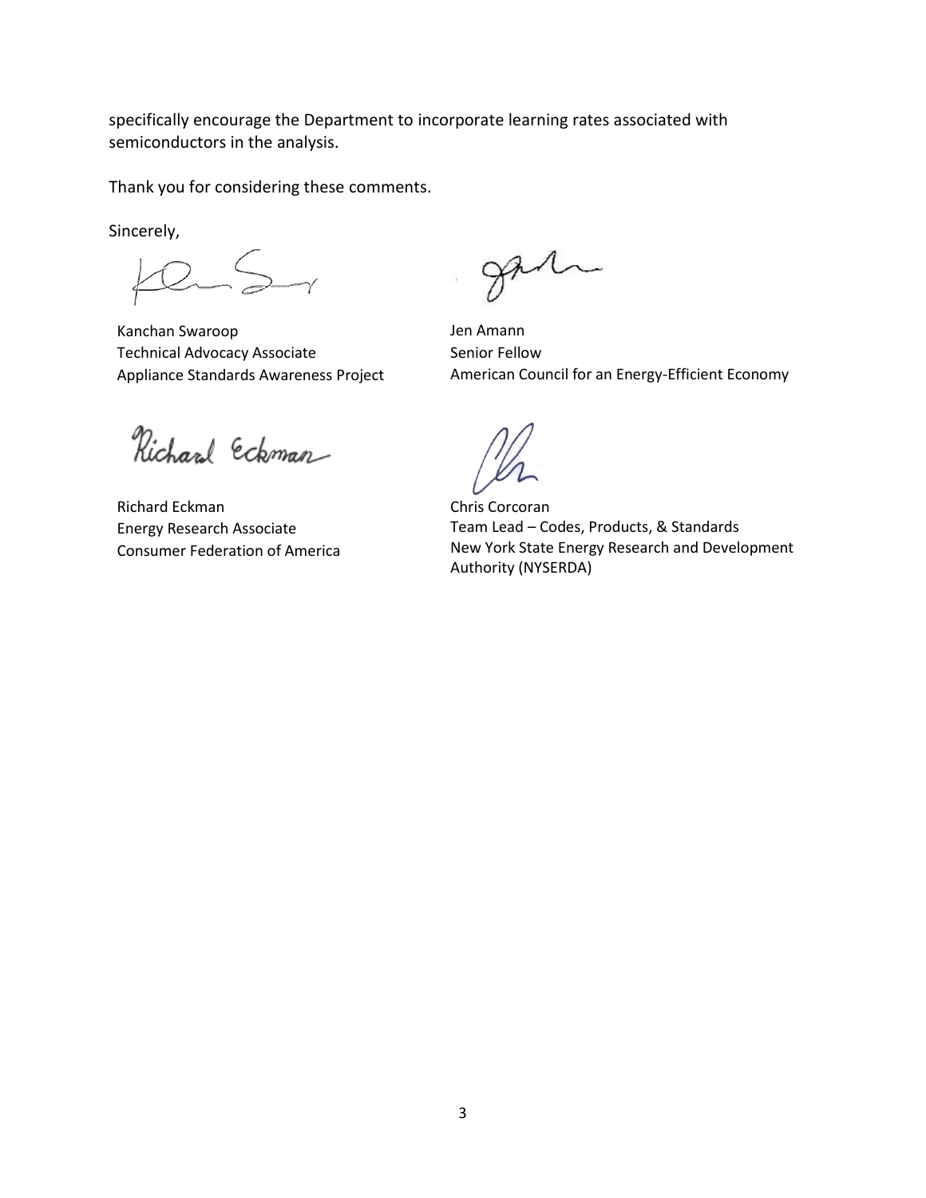specifically encourage the Department to incorporate learning rates associated with semiconductors in the analysis.

Thank you for considering these comments.

Sincerely,

Kanchan Swaroop
Technical Advocacy Associate
Appliance Standards Awareness Project

Jen Amann
Senior Fellow
American Council for an Energy-Efficient Economy

Richard Eckman
Energy Research Associate
Consumer Federation of America

Chris Corcoran
Team Lead – Codes, Products, & Standards
New York State Energy Research and Development Authority (NYSERDA)